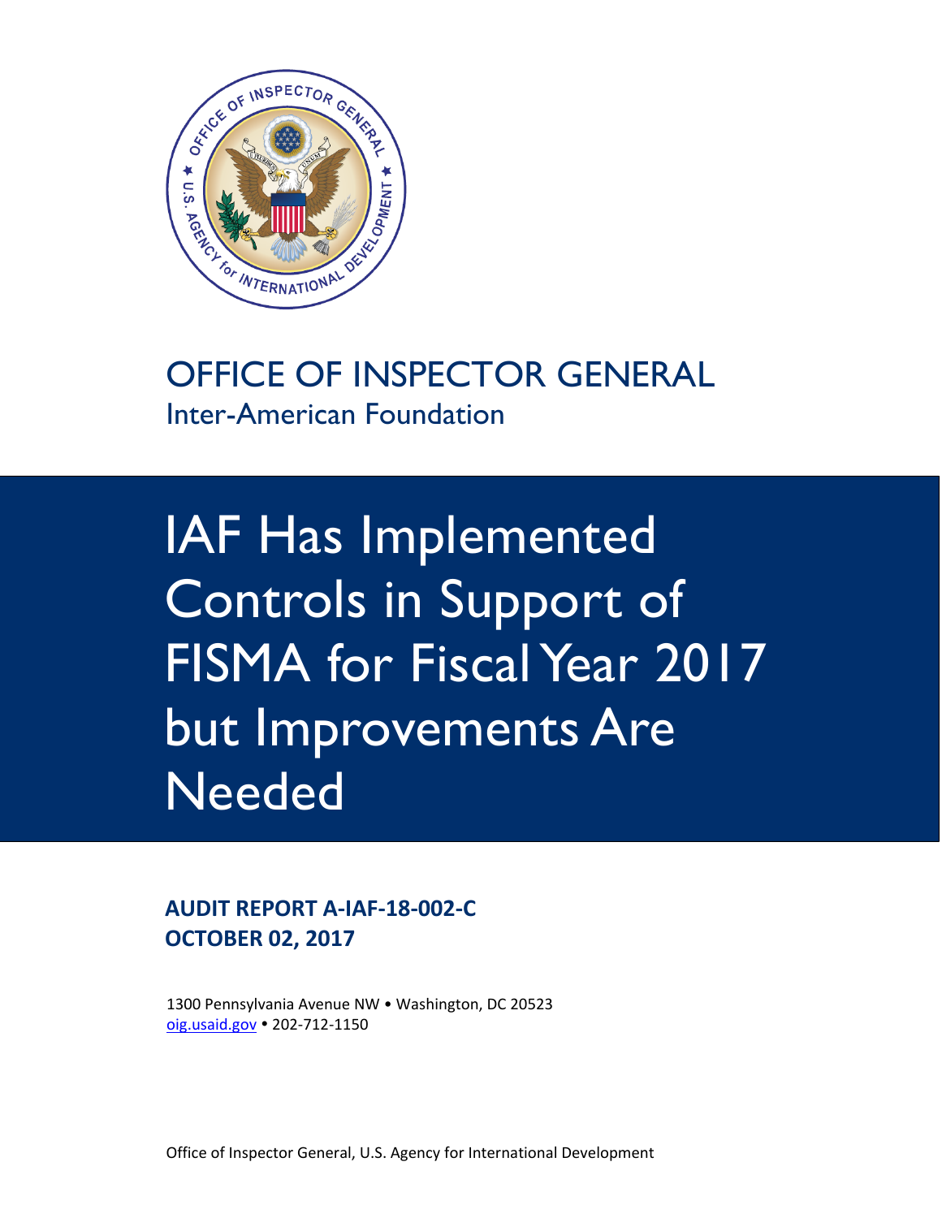# OFFICE OF INSPECTOR GENERAL

## Inter-American Foundation

# IAF Has Implemented Controls in Support of FISMA for Fiscal Year 2017 but Improvements Are Needed

**AUDIT REPORT A-IAF-18-002-C**
**OCTOBER 02, 2017**

1300 Pennsylvania Avenue NW • Washington, DC 20523
oig.usaid.gov • 202-712-1150

Office of Inspector General, U.S. Agency for International Development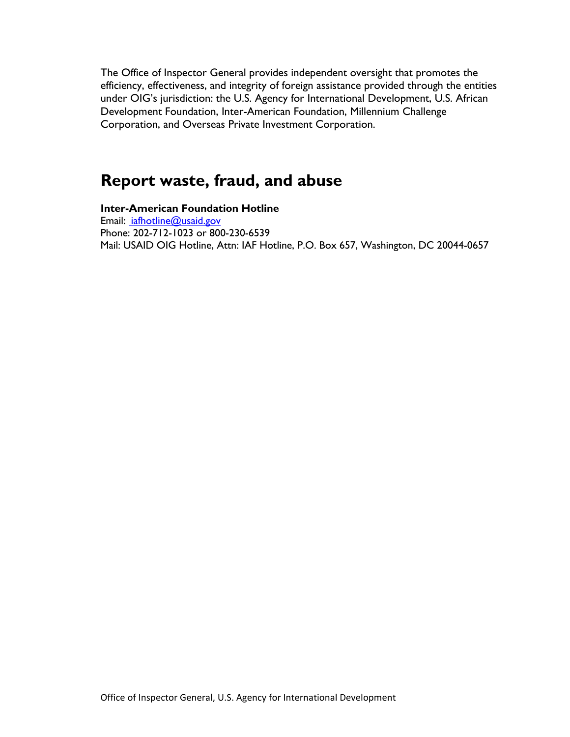The Office of Inspector General provides independent oversight that promotes the efficiency, effectiveness, and integrity of foreign assistance provided through the entities under OIG's jurisdiction: the U.S. Agency for International Development, U.S. African Development Foundation, Inter-American Foundation, Millennium Challenge Corporation, and Overseas Private Investment Corporation.

# Report waste, fraud, and abuse

**Inter-American Foundation Hotline**
Email: iafhotline@usaid.gov
Phone: 202-712-1023 or 800-230-6539
Mail: USAID OIG Hotline, Attn: IAF Hotline, P.O. Box 657, Washington, DC 20044-0657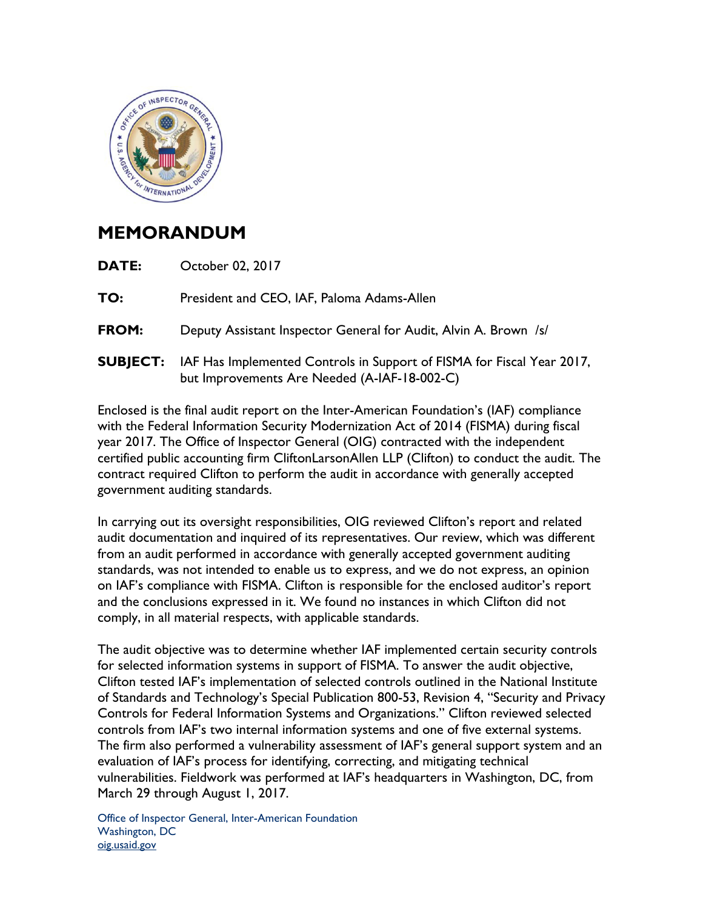# MEMORANDUM

**DATE:** October 02, 2017

**TO:** President and CEO, IAF, Paloma Adams-Allen

**FROM:** Deputy Assistant Inspector General for Audit, Alvin A. Brown /s/

**SUBJECT:** IAF Has Implemented Controls in Support of FISMA for Fiscal Year 2017, but Improvements Are Needed (A-IAF-18-002-C)

Enclosed is the final audit report on the Inter-American Foundation's (IAF) compliance with the Federal Information Security Modernization Act of 2014 (FISMA) during fiscal year 2017. The Office of Inspector General (OIG) contracted with the independent certified public accounting firm CliftonLarsonAllen LLP (Clifton) to conduct the audit. The contract required Clifton to perform the audit in accordance with generally accepted government auditing standards.

In carrying out its oversight responsibilities, OIG reviewed Clifton's report and related audit documentation and inquired of its representatives. Our review, which was different from an audit performed in accordance with generally accepted government auditing standards, was not intended to enable us to express, and we do not express, an opinion on IAF's compliance with FISMA. Clifton is responsible for the enclosed auditor's report and the conclusions expressed in it. We found no instances in which Clifton did not comply, in all material respects, with applicable standards.

The audit objective was to determine whether IAF implemented certain security controls for selected information systems in support of FISMA. To answer the audit objective, Clifton tested IAF's implementation of selected controls outlined in the National Institute of Standards and Technology's Special Publication 800-53, Revision 4, "Security and Privacy Controls for Federal Information Systems and Organizations." Clifton reviewed selected controls from IAF's two internal information systems and one of five external systems. The firm also performed a vulnerability assessment of IAF's general support system and an evaluation of IAF's process for identifying, correcting, and mitigating technical vulnerabilities. Fieldwork was performed at IAF's headquarters in Washington, DC, from March 29 through August 1, 2017.

Office of Inspector General, Inter-American Foundation
Washington, DC
oig.usaid.gov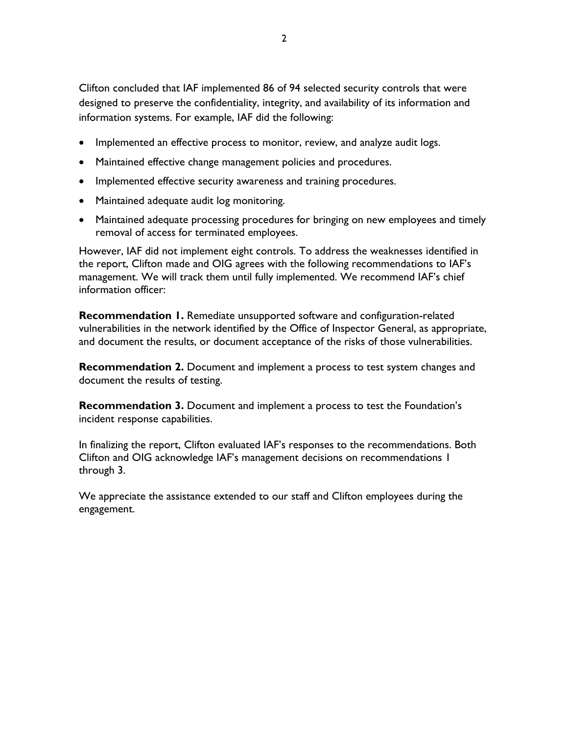Clifton concluded that IAF implemented 86 of 94 selected security controls that were designed to preserve the confidentiality, integrity, and availability of its information and information systems. For example, IAF did the following:

- Implemented an effective process to monitor, review, and analyze audit logs.
- Maintained effective change management policies and procedures.
- Implemented effective security awareness and training procedures.
- Maintained adequate audit log monitoring.
- Maintained adequate processing procedures for bringing on new employees and timely removal of access for terminated employees.

However, IAF did not implement eight controls. To address the weaknesses identified in the report, Clifton made and OIG agrees with the following recommendations to IAF's management. We will track them until fully implemented. We recommend IAF's chief information officer:

**Recommendation 1.** Remediate unsupported software and configuration-related vulnerabilities in the network identified by the Office of Inspector General, as appropriate, and document the results, or document acceptance of the risks of those vulnerabilities.

**Recommendation 2.** Document and implement a process to test system changes and document the results of testing.

**Recommendation 3.** Document and implement a process to test the Foundation's incident response capabilities.

In finalizing the report, Clifton evaluated IAF's responses to the recommendations. Both Clifton and OIG acknowledge IAF's management decisions on recommendations 1 through 3.

We appreciate the assistance extended to our staff and Clifton employees during the engagement.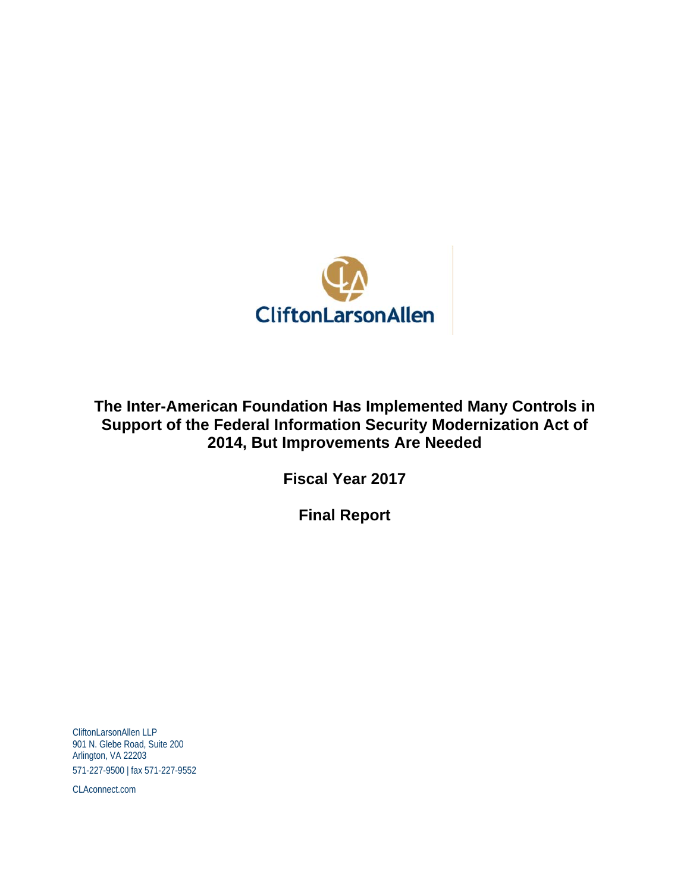# The Inter-American Foundation Has Implemented Many Controls in Support of the Federal Information Security Modernization Act of 2014, But Improvements Are Needed

## Fiscal Year 2017

## Final Report

CliftonLarsonAllen LLP
901 N. Glebe Road, Suite 200
Arlington, VA 22203
571-227-9500 | fax 571-227-9552

CLAconnect.com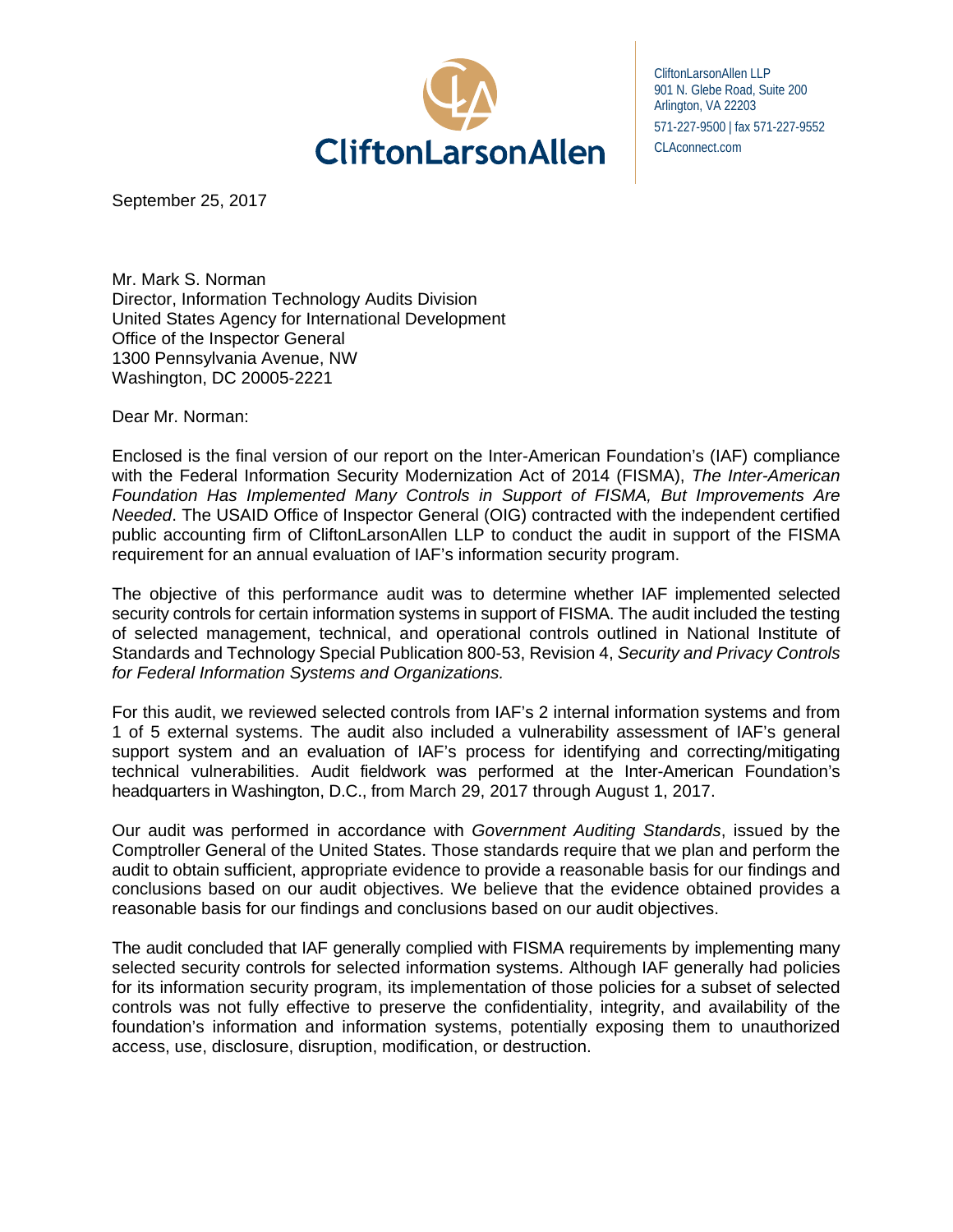CliftonLarsonAllen

CliftonLarsonAllen LLP
901 N. Glebe Road, Suite 200
Arlington, VA 22203
571-227-9500 | fax 571-227-9552
CLAconnect.com

September 25, 2017

Mr. Mark S. Norman
Director, Information Technology Audits Division
United States Agency for International Development
Office of the Inspector General
1300 Pennsylvania Avenue, NW
Washington, DC 20005-2221

Dear Mr. Norman:

Enclosed is the final version of our report on the Inter-American Foundation's (IAF) compliance with the Federal Information Security Modernization Act of 2014 (FISMA), *The Inter-American Foundation Has Implemented Many Controls in Support of FISMA, But Improvements Are Needed*. The USAID Office of Inspector General (OIG) contracted with the independent certified public accounting firm of CliftonLarsonAllen LLP to conduct the audit in support of the FISMA requirement for an annual evaluation of IAF's information security program.

The objective of this performance audit was to determine whether IAF implemented selected security controls for certain information systems in support of FISMA. The audit included the testing of selected management, technical, and operational controls outlined in National Institute of Standards and Technology Special Publication 800-53, Revision 4, *Security and Privacy Controls for Federal Information Systems and Organizations.*

For this audit, we reviewed selected controls from IAF's 2 internal information systems and from 1 of 5 external systems. The audit also included a vulnerability assessment of IAF's general support system and an evaluation of IAF's process for identifying and correcting/mitigating technical vulnerabilities. Audit fieldwork was performed at the Inter-American Foundation's headquarters in Washington, D.C., from March 29, 2017 through August 1, 2017.

Our audit was performed in accordance with *Government Auditing Standards*, issued by the Comptroller General of the United States. Those standards require that we plan and perform the audit to obtain sufficient, appropriate evidence to provide a reasonable basis for our findings and conclusions based on our audit objectives. We believe that the evidence obtained provides a reasonable basis for our findings and conclusions based on our audit objectives.

The audit concluded that IAF generally complied with FISMA requirements by implementing many selected security controls for selected information systems. Although IAF generally had policies for its information security program, its implementation of those policies for a subset of selected controls was not fully effective to preserve the confidentiality, integrity, and availability of the foundation's information and information systems, potentially exposing them to unauthorized access, use, disclosure, disruption, modification, or destruction.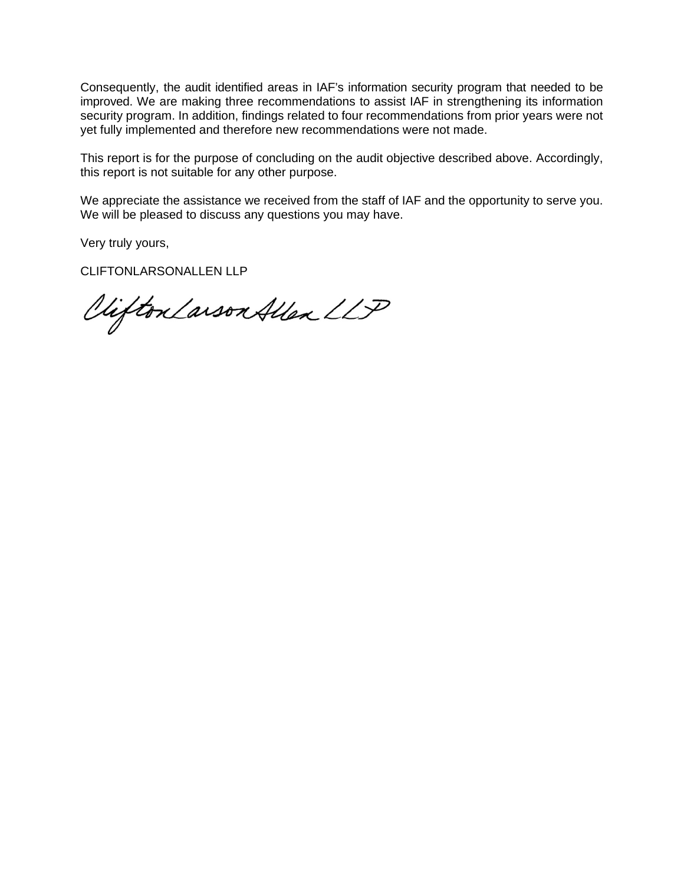Consequently, the audit identified areas in IAF's information security program that needed to be improved. We are making three recommendations to assist IAF in strengthening its information security program. In addition, findings related to four recommendations from prior years were not yet fully implemented and therefore new recommendations were not made.

This report is for the purpose of concluding on the audit objective described above. Accordingly, this report is not suitable for any other purpose.

We appreciate the assistance we received from the staff of IAF and the opportunity to serve you. We will be pleased to discuss any questions you may have.

Very truly yours,

CLIFTONLARSONALLEN LLP

CliftonLarsonAllen LLP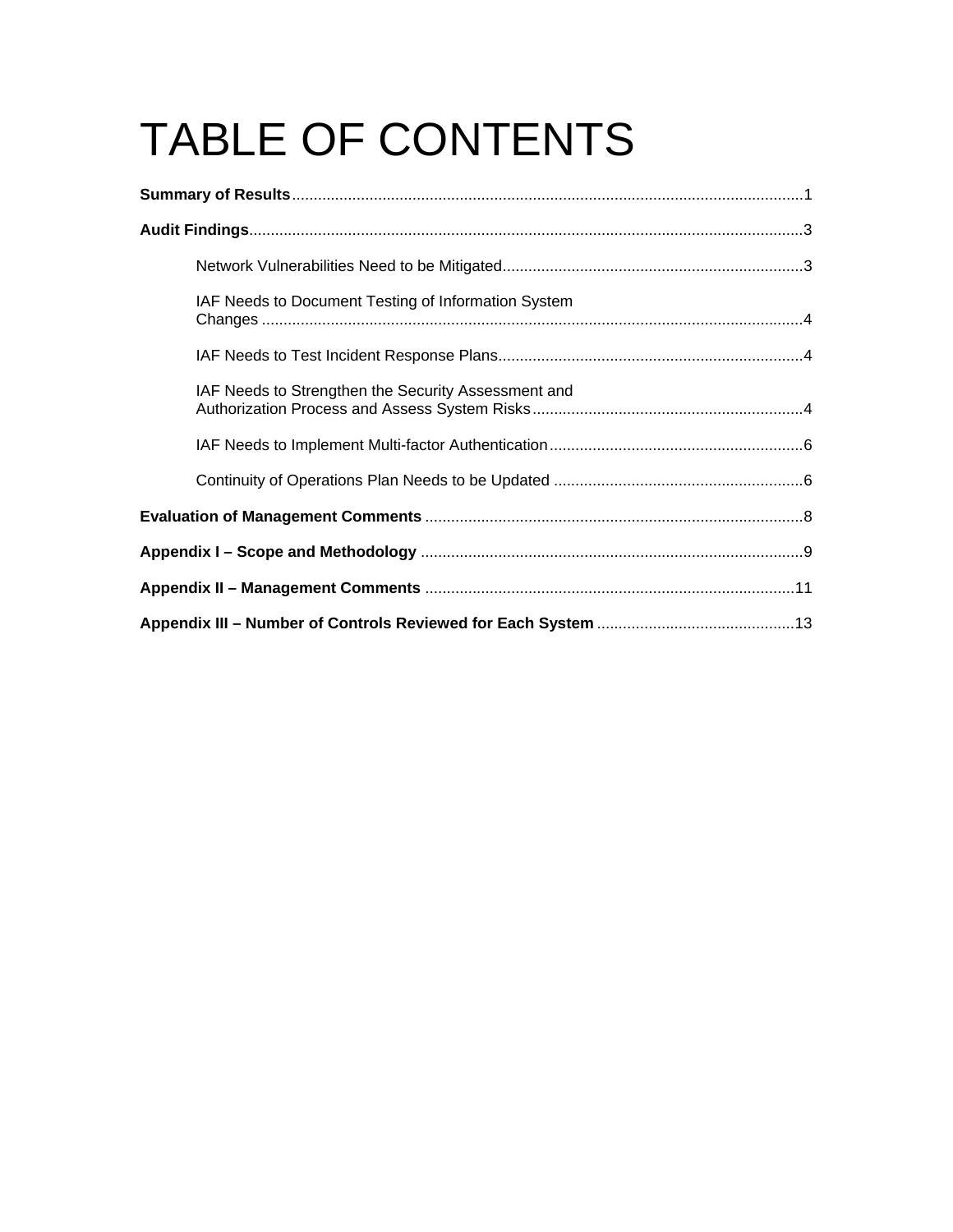# TABLE OF CONTENTS

**Summary of Results** ........................................................................................................ 1

**Audit Findings** ................................................................................................................. 3

- Network Vulnerabilities Need to be Mitigated ..................................................................... 3
- IAF Needs to Document Testing of Information System Changes ........................................................................................................... 4
- IAF Needs to Test Incident Response Plans ...................................................................... 4
- IAF Needs to Strengthen the Security Assessment and Authorization Process and Assess System Risks ............................................................... 4
- IAF Needs to Implement Multi-factor Authentication ........................................................... 6
- Continuity of Operations Plan Needs to be Updated .......................................................... 6

**Evaluation of Management Comments** ........................................................................ 8

**Appendix I – Scope and Methodology** ......................................................................... 9

**Appendix II – Management Comments** ...................................................................... 11

**Appendix III – Number of Controls Reviewed for Each System** .............................................. 13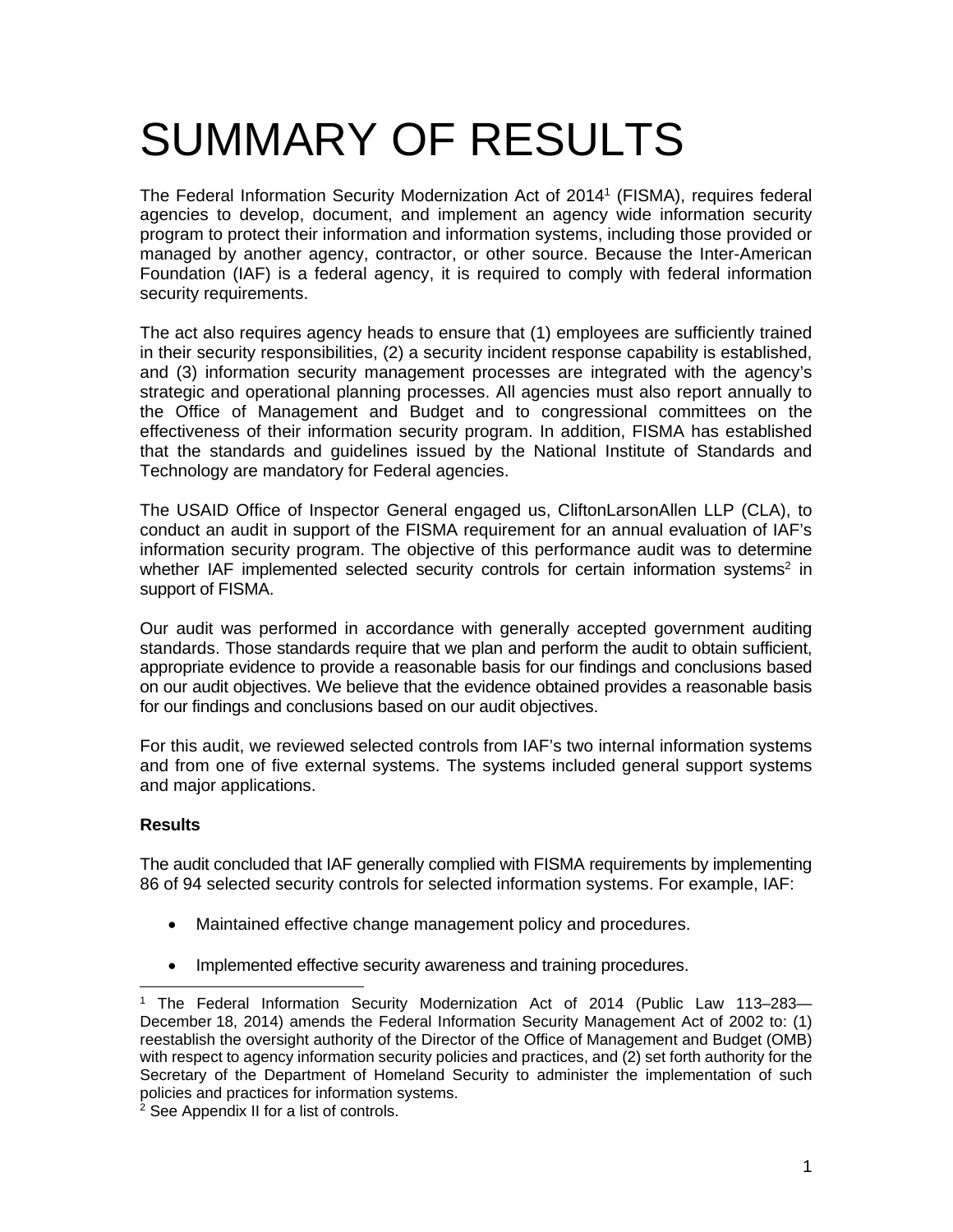# SUMMARY OF RESULTS

The Federal Information Security Modernization Act of 2014[1] (FISMA), requires federal agencies to develop, document, and implement an agency wide information security program to protect their information and information systems, including those provided or managed by another agency, contractor, or other source. Because the Inter-American Foundation (IAF) is a federal agency, it is required to comply with federal information security requirements.

The act also requires agency heads to ensure that (1) employees are sufficiently trained in their security responsibilities, (2) a security incident response capability is established, and (3) information security management processes are integrated with the agency's strategic and operational planning processes. All agencies must also report annually to the Office of Management and Budget and to congressional committees on the effectiveness of their information security program. In addition, FISMA has established that the standards and guidelines issued by the National Institute of Standards and Technology are mandatory for Federal agencies.

The USAID Office of Inspector General engaged us, CliftonLarsonAllen LLP (CLA), to conduct an audit in support of the FISMA requirement for an annual evaluation of IAF's information security program. The objective of this performance audit was to determine whether IAF implemented selected security controls for certain information systems[2] in support of FISMA.

Our audit was performed in accordance with generally accepted government auditing standards. Those standards require that we plan and perform the audit to obtain sufficient, appropriate evidence to provide a reasonable basis for our findings and conclusions based on our audit objectives. We believe that the evidence obtained provides a reasonable basis for our findings and conclusions based on our audit objectives.

For this audit, we reviewed selected controls from IAF's two internal information systems and from one of five external systems. The systems included general support systems and major applications.

**Results**

The audit concluded that IAF generally complied with FISMA requirements by implementing 86 of 94 selected security controls for selected information systems. For example, IAF:

- Maintained effective change management policy and procedures.
- Implemented effective security awareness and training procedures.

[1] The Federal Information Security Modernization Act of 2014 (Public Law 113–283—December 18, 2014) amends the Federal Information Security Management Act of 2002 to: (1) reestablish the oversight authority of the Director of the Office of Management and Budget (OMB) with respect to agency information security policies and practices, and (2) set forth authority for the Secretary of the Department of Homeland Security to administer the implementation of such policies and practices for information systems.

[2] See Appendix II for a list of controls.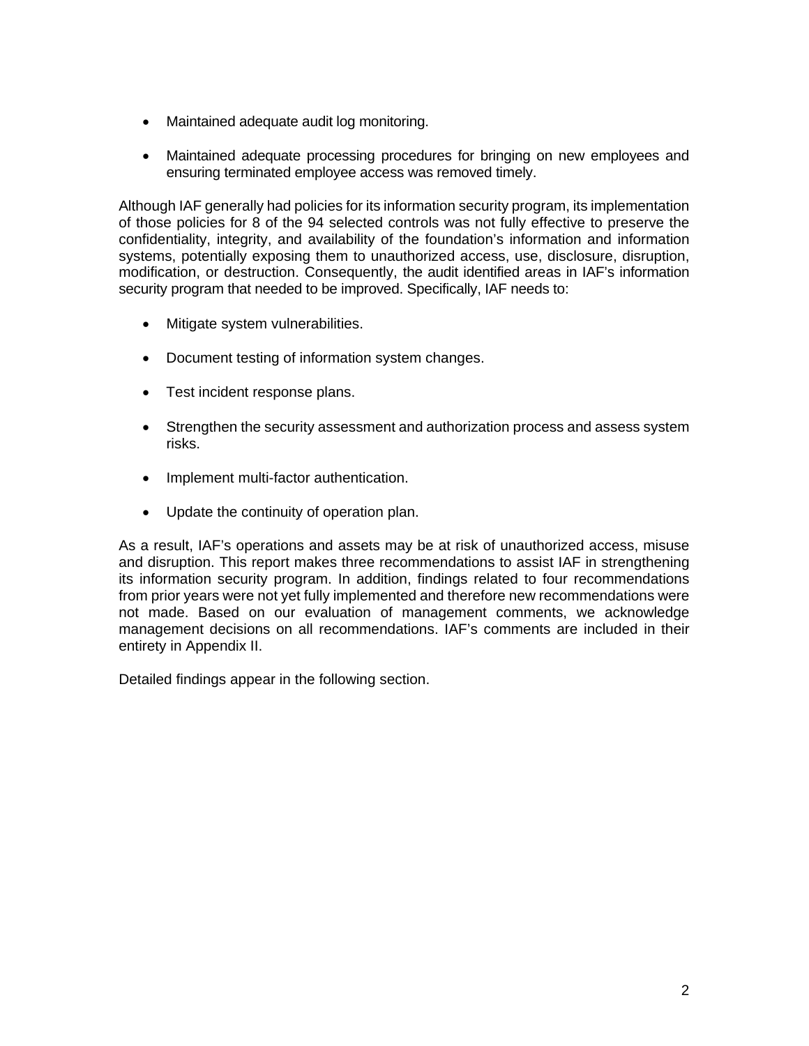- Maintained adequate audit log monitoring.
- Maintained adequate processing procedures for bringing on new employees and ensuring terminated employee access was removed timely.

Although IAF generally had policies for its information security program, its implementation of those policies for 8 of the 94 selected controls was not fully effective to preserve the confidentiality, integrity, and availability of the foundation's information and information systems, potentially exposing them to unauthorized access, use, disclosure, disruption, modification, or destruction. Consequently, the audit identified areas in IAF's information security program that needed to be improved. Specifically, IAF needs to:

- Mitigate system vulnerabilities.
- Document testing of information system changes.
- Test incident response plans.
- Strengthen the security assessment and authorization process and assess system risks.
- Implement multi-factor authentication.
- Update the continuity of operation plan.

As a result, IAF's operations and assets may be at risk of unauthorized access, misuse and disruption. This report makes three recommendations to assist IAF in strengthening its information security program. In addition, findings related to four recommendations from prior years were not yet fully implemented and therefore new recommendations were not made. Based on our evaluation of management comments, we acknowledge management decisions on all recommendations. IAF's comments are included in their entirety in Appendix II.

Detailed findings appear in the following section.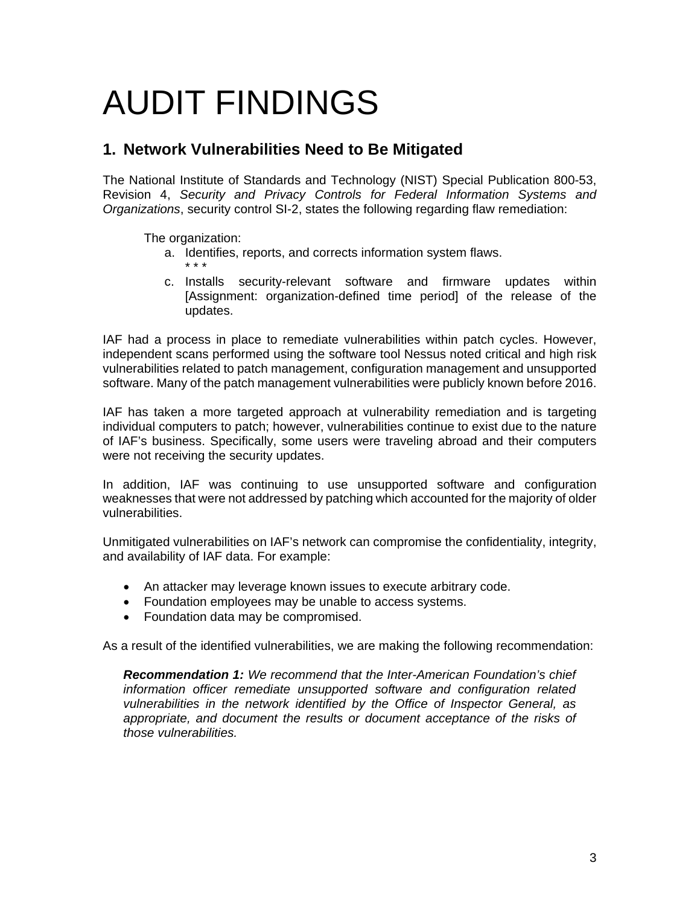# AUDIT FINDINGS

## 1. Network Vulnerabilities Need to Be Mitigated

The National Institute of Standards and Technology (NIST) Special Publication 800-53, Revision 4, *Security and Privacy Controls for Federal Information Systems and Organizations*, security control SI-2, states the following regarding flaw remediation:

> The organization:
>
> a. Identifies, reports, and corrects information system flaws.
>
> \* \* \*
>
> c. Installs security-relevant software and firmware updates within [Assignment: organization-defined time period] of the release of the updates.

IAF had a process in place to remediate vulnerabilities within patch cycles. However, independent scans performed using the software tool Nessus noted critical and high risk vulnerabilities related to patch management, configuration management and unsupported software. Many of the patch management vulnerabilities were publicly known before 2016.

IAF has taken a more targeted approach at vulnerability remediation and is targeting individual computers to patch; however, vulnerabilities continue to exist due to the nature of IAF's business. Specifically, some users were traveling abroad and their computers were not receiving the security updates.

In addition, IAF was continuing to use unsupported software and configuration weaknesses that were not addressed by patching which accounted for the majority of older vulnerabilities.

Unmitigated vulnerabilities on IAF's network can compromise the confidentiality, integrity, and availability of IAF data. For example:

- An attacker may leverage known issues to execute arbitrary code.
- Foundation employees may be unable to access systems.
- Foundation data may be compromised.

As a result of the identified vulnerabilities, we are making the following recommendation:

> ***Recommendation 1:*** *We recommend that the Inter-American Foundation's chief information officer remediate unsupported software and configuration related vulnerabilities in the network identified by the Office of Inspector General, as appropriate, and document the results or document acceptance of the risks of those vulnerabilities.*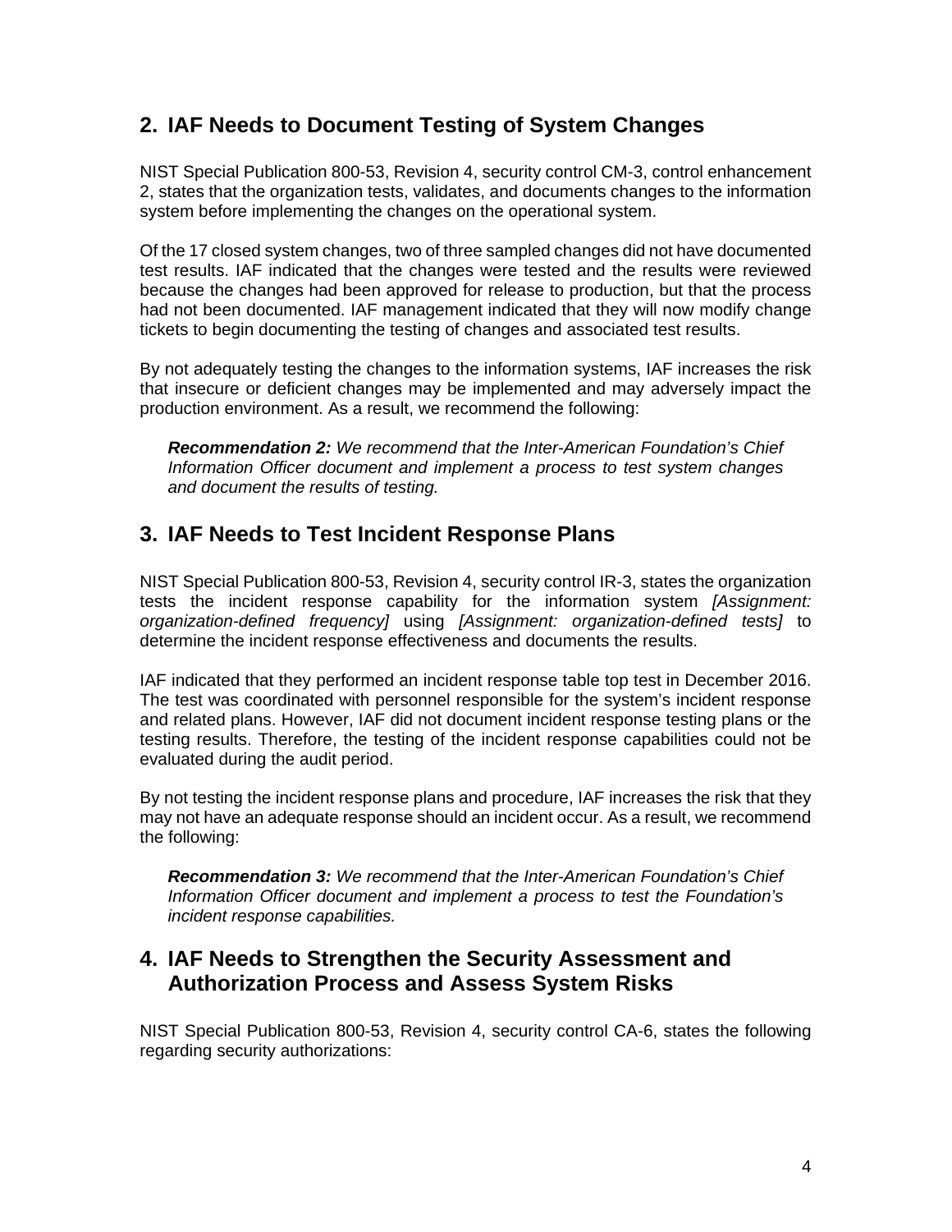## 2. IAF Needs to Document Testing of System Changes

NIST Special Publication 800-53, Revision 4, security control CM-3, control enhancement 2, states that the organization tests, validates, and documents changes to the information system before implementing the changes on the operational system.

Of the 17 closed system changes, two of three sampled changes did not have documented test results. IAF indicated that the changes were tested and the results were reviewed because the changes had been approved for release to production, but that the process had not been documented. IAF management indicated that they will now modify change tickets to begin documenting the testing of changes and associated test results.

By not adequately testing the changes to the information systems, IAF increases the risk that insecure or deficient changes may be implemented and may adversely impact the production environment. As a result, we recommend the following:

> ***Recommendation 2:*** *We recommend that the Inter-American Foundation's Chief Information Officer document and implement a process to test system changes and document the results of testing.*

## 3. IAF Needs to Test Incident Response Plans

NIST Special Publication 800-53, Revision 4, security control IR-3, states the organization tests the incident response capability for the information system *[Assignment: organization-defined frequency]* using *[Assignment: organization-defined tests]* to determine the incident response effectiveness and documents the results.

IAF indicated that they performed an incident response table top test in December 2016. The test was coordinated with personnel responsible for the system's incident response and related plans. However, IAF did not document incident response testing plans or the testing results. Therefore, the testing of the incident response capabilities could not be evaluated during the audit period.

By not testing the incident response plans and procedure, IAF increases the risk that they may not have an adequate response should an incident occur. As a result, we recommend the following:

> ***Recommendation 3:*** *We recommend that the Inter-American Foundation's Chief Information Officer document and implement a process to test the Foundation's incident response capabilities.*

## 4. IAF Needs to Strengthen the Security Assessment and Authorization Process and Assess System Risks

NIST Special Publication 800-53, Revision 4, security control CA-6, states the following regarding security authorizations: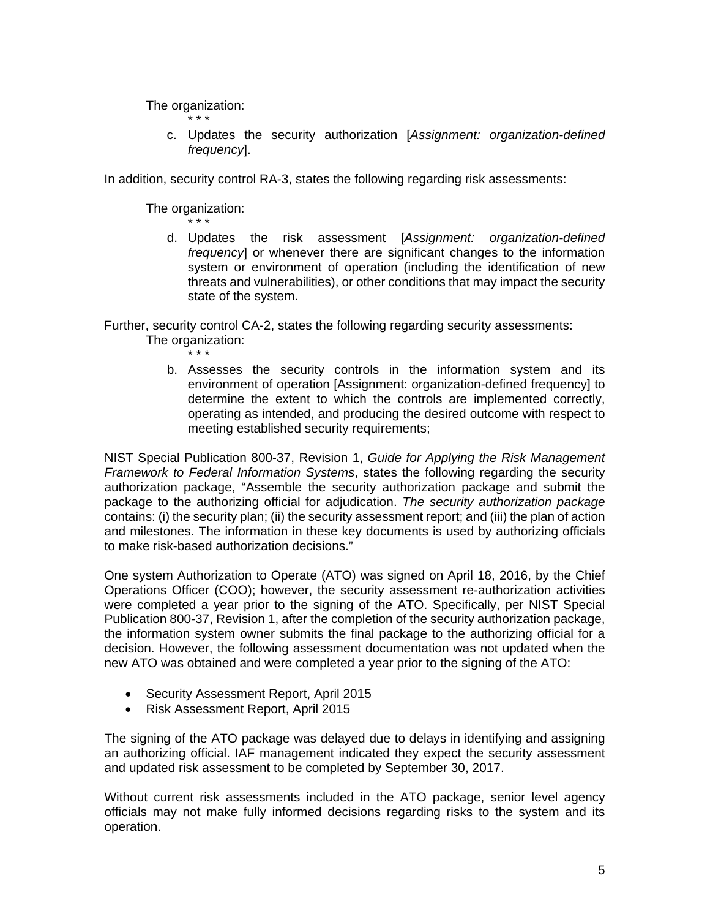The organization:

\* \* \*

c. Updates the security authorization [*Assignment: organization-defined frequency*].

In addition, security control RA-3, states the following regarding risk assessments:

The organization:

\* \* \*

d. Updates the risk assessment [*Assignment: organization-defined frequency*] or whenever there are significant changes to the information system or environment of operation (including the identification of new threats and vulnerabilities), or other conditions that may impact the security state of the system.

Further, security control CA-2, states the following regarding security assessments:

The organization:

\* \* \*

b. Assesses the security controls in the information system and its environment of operation [Assignment: organization-defined frequency] to determine the extent to which the controls are implemented correctly, operating as intended, and producing the desired outcome with respect to meeting established security requirements;

NIST Special Publication 800-37, Revision 1, *Guide for Applying the Risk Management Framework to Federal Information Systems*, states the following regarding the security authorization package, "Assemble the security authorization package and submit the package to the authorizing official for adjudication. *The security authorization package* contains: (i) the security plan; (ii) the security assessment report; and (iii) the plan of action and milestones. The information in these key documents is used by authorizing officials to make risk-based authorization decisions."

One system Authorization to Operate (ATO) was signed on April 18, 2016, by the Chief Operations Officer (COO); however, the security assessment re-authorization activities were completed a year prior to the signing of the ATO. Specifically, per NIST Special Publication 800-37, Revision 1, after the completion of the security authorization package, the information system owner submits the final package to the authorizing official for a decision. However, the following assessment documentation was not updated when the new ATO was obtained and were completed a year prior to the signing of the ATO:

- Security Assessment Report, April 2015
- Risk Assessment Report, April 2015

The signing of the ATO package was delayed due to delays in identifying and assigning an authorizing official. IAF management indicated they expect the security assessment and updated risk assessment to be completed by September 30, 2017.

Without current risk assessments included in the ATO package, senior level agency officials may not make fully informed decisions regarding risks to the system and its operation.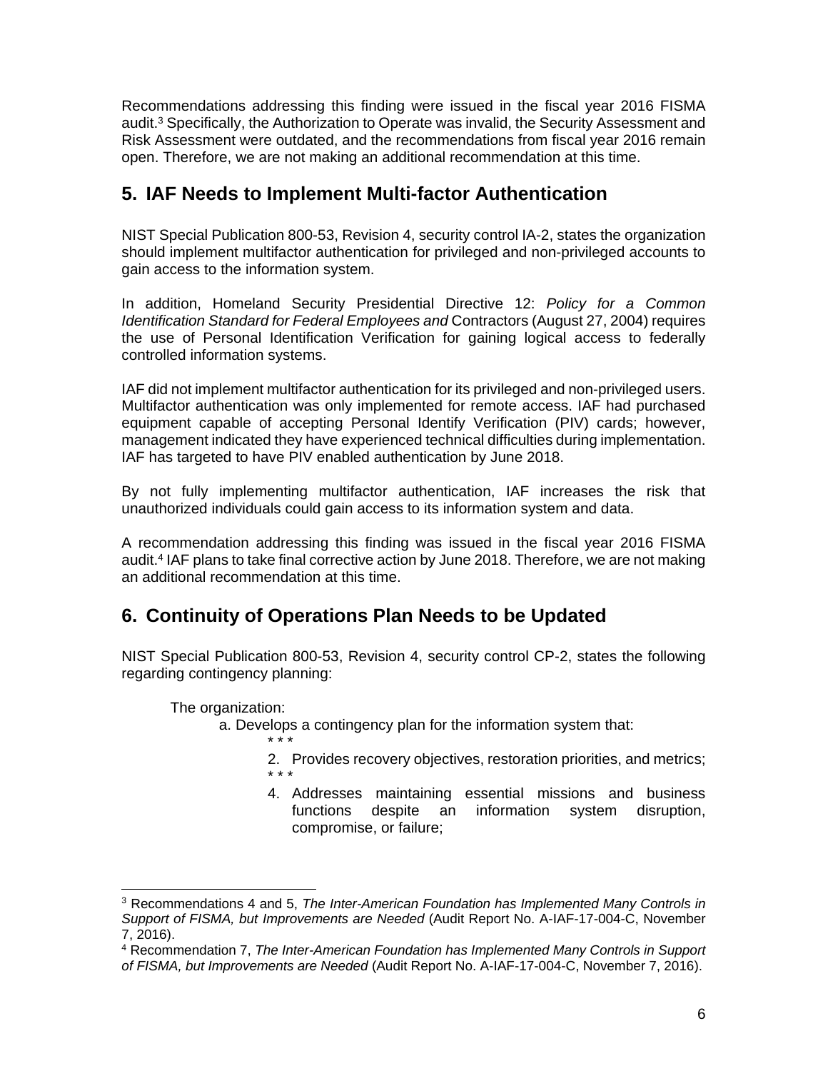Recommendations addressing this finding were issued in the fiscal year 2016 FISMA audit.[3] Specifically, the Authorization to Operate was invalid, the Security Assessment and Risk Assessment were outdated, and the recommendations from fiscal year 2016 remain open. Therefore, we are not making an additional recommendation at this time.

## 5. IAF Needs to Implement Multi-factor Authentication

NIST Special Publication 800-53, Revision 4, security control IA-2, states the organization should implement multifactor authentication for privileged and non-privileged accounts to gain access to the information system.

In addition, Homeland Security Presidential Directive 12: *Policy for a Common Identification Standard for Federal Employees and* Contractors (August 27, 2004) requires the use of Personal Identification Verification for gaining logical access to federally controlled information systems.

IAF did not implement multifactor authentication for its privileged and non-privileged users. Multifactor authentication was only implemented for remote access. IAF had purchased equipment capable of accepting Personal Identify Verification (PIV) cards; however, management indicated they have experienced technical difficulties during implementation. IAF has targeted to have PIV enabled authentication by June 2018.

By not fully implementing multifactor authentication, IAF increases the risk that unauthorized individuals could gain access to its information system and data.

A recommendation addressing this finding was issued in the fiscal year 2016 FISMA audit.[4] IAF plans to take final corrective action by June 2018. Therefore, we are not making an additional recommendation at this time.

## 6. Continuity of Operations Plan Needs to be Updated

NIST Special Publication 800-53, Revision 4, security control CP-2, states the following regarding contingency planning:

> The organization:
>
> a. Develops a contingency plan for the information system that:
>
> \* \* \*
>
> 2. Provides recovery objectives, restoration priorities, and metrics;
>
> \* \* \*
>
> 4. Addresses maintaining essential missions and business functions despite an information system disruption, compromise, or failure;

---

[3] Recommendations 4 and 5, *The Inter-American Foundation has Implemented Many Controls in Support of FISMA, but Improvements are Needed* (Audit Report No. A-IAF-17-004-C, November 7, 2016).

[4] Recommendation 7, *The Inter-American Foundation has Implemented Many Controls in Support of FISMA, but Improvements are Needed* (Audit Report No. A-IAF-17-004-C, November 7, 2016).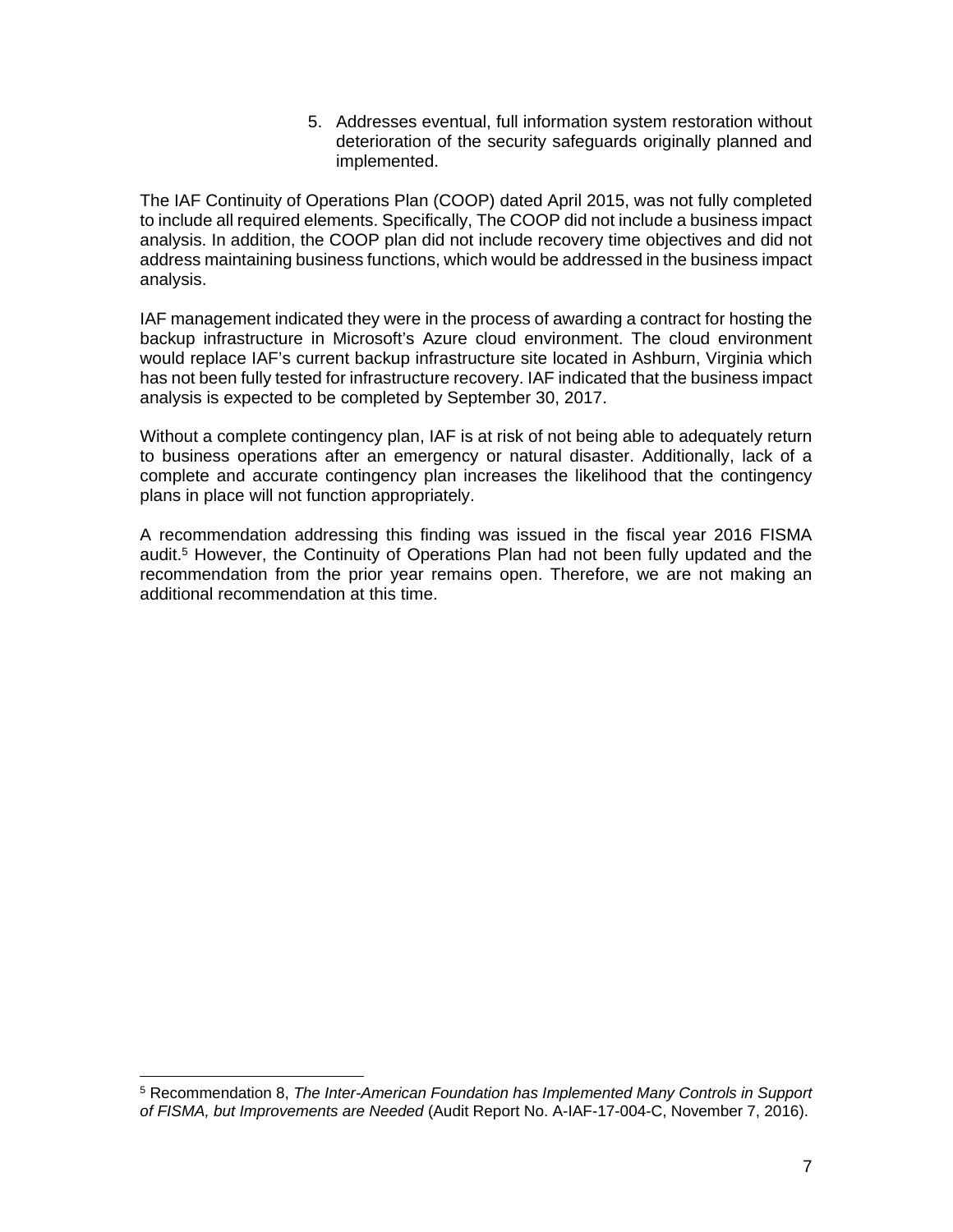5. Addresses eventual, full information system restoration without deterioration of the security safeguards originally planned and implemented.

The IAF Continuity of Operations Plan (COOP) dated April 2015, was not fully completed to include all required elements. Specifically, The COOP did not include a business impact analysis. In addition, the COOP plan did not include recovery time objectives and did not address maintaining business functions, which would be addressed in the business impact analysis.

IAF management indicated they were in the process of awarding a contract for hosting the backup infrastructure in Microsoft's Azure cloud environment. The cloud environment would replace IAF's current backup infrastructure site located in Ashburn, Virginia which has not been fully tested for infrastructure recovery. IAF indicated that the business impact analysis is expected to be completed by September 30, 2017.

Without a complete contingency plan, IAF is at risk of not being able to adequately return to business operations after an emergency or natural disaster. Additionally, lack of a complete and accurate contingency plan increases the likelihood that the contingency plans in place will not function appropriately.

A recommendation addressing this finding was issued in the fiscal year 2016 FISMA audit.[5] However, the Continuity of Operations Plan had not been fully updated and the recommendation from the prior year remains open. Therefore, we are not making an additional recommendation at this time.

[5] Recommendation 8, *The Inter-American Foundation has Implemented Many Controls in Support of FISMA, but Improvements are Needed* (Audit Report No. A-IAF-17-004-C, November 7, 2016).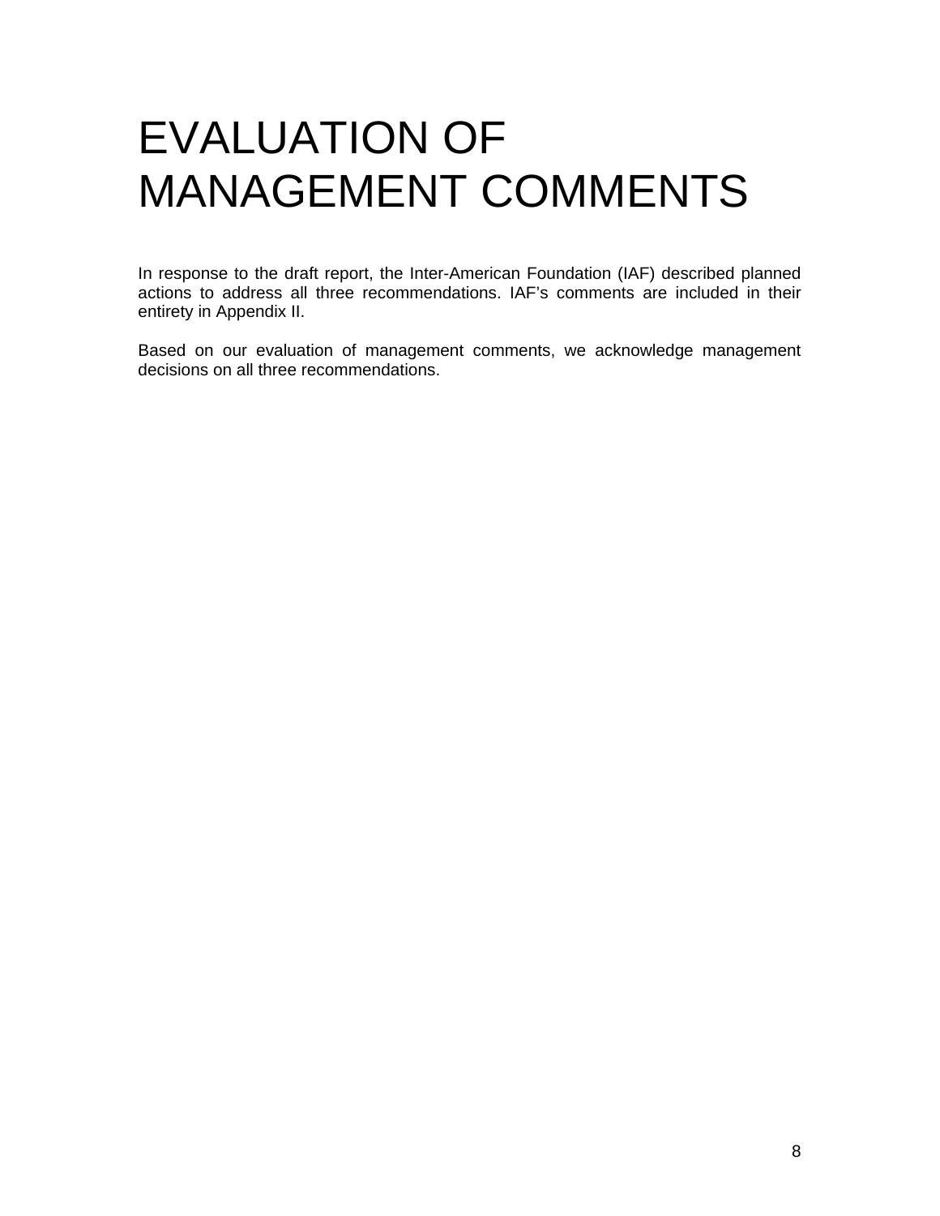# EVALUATION OF MANAGEMENT COMMENTS

In response to the draft report, the Inter-American Foundation (IAF) described planned actions to address all three recommendations. IAF's comments are included in their entirety in Appendix II.

Based on our evaluation of management comments, we acknowledge management decisions on all three recommendations.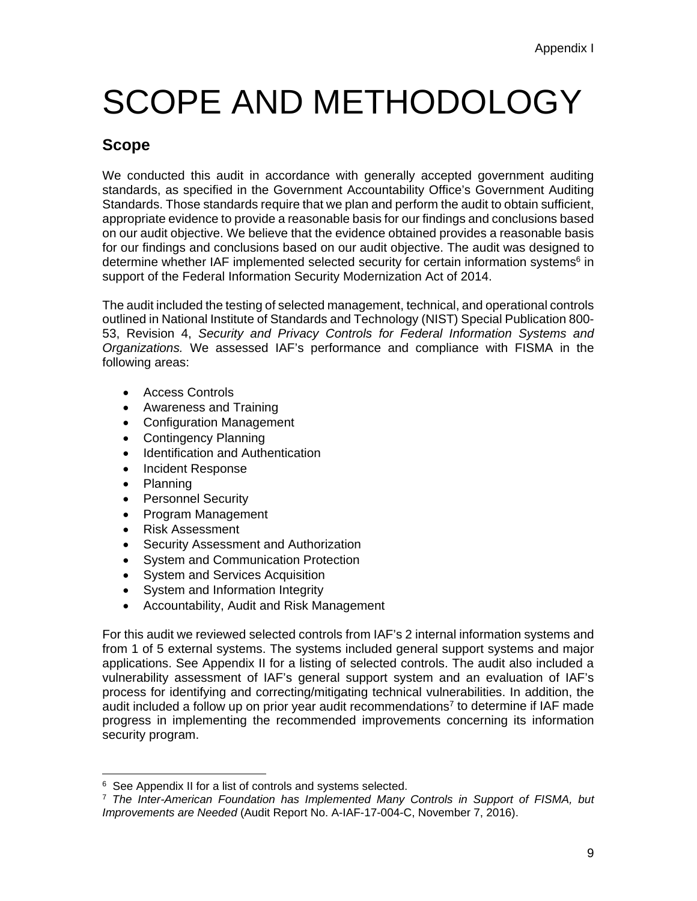Appendix I

# SCOPE AND METHODOLOGY

## Scope

We conducted this audit in accordance with generally accepted government auditing standards, as specified in the Government Accountability Office's Government Auditing Standards. Those standards require that we plan and perform the audit to obtain sufficient, appropriate evidence to provide a reasonable basis for our findings and conclusions based on our audit objective. We believe that the evidence obtained provides a reasonable basis for our findings and conclusions based on our audit objective. The audit was designed to determine whether IAF implemented selected security for certain information systems[6] in support of the Federal Information Security Modernization Act of 2014.

The audit included the testing of selected management, technical, and operational controls outlined in National Institute of Standards and Technology (NIST) Special Publication 800-53, Revision 4, *Security and Privacy Controls for Federal Information Systems and Organizations.* We assessed IAF's performance and compliance with FISMA in the following areas:

- Access Controls
- Awareness and Training
- Configuration Management
- Contingency Planning
- Identification and Authentication
- Incident Response
- Planning
- Personnel Security
- Program Management
- Risk Assessment
- Security Assessment and Authorization
- System and Communication Protection
- System and Services Acquisition
- System and Information Integrity
- Accountability, Audit and Risk Management

For this audit we reviewed selected controls from IAF's 2 internal information systems and from 1 of 5 external systems. The systems included general support systems and major applications. See Appendix II for a listing of selected controls. The audit also included a vulnerability assessment of IAF's general support system and an evaluation of IAF's process for identifying and correcting/mitigating technical vulnerabilities. In addition, the audit included a follow up on prior year audit recommendations[7] to determine if IAF made progress in implementing the recommended improvements concerning its information security program.

---

[6] See Appendix II for a list of controls and systems selected.

[7] *The Inter-American Foundation has Implemented Many Controls in Support of FISMA, but Improvements are Needed* (Audit Report No. A-IAF-17-004-C, November 7, 2016).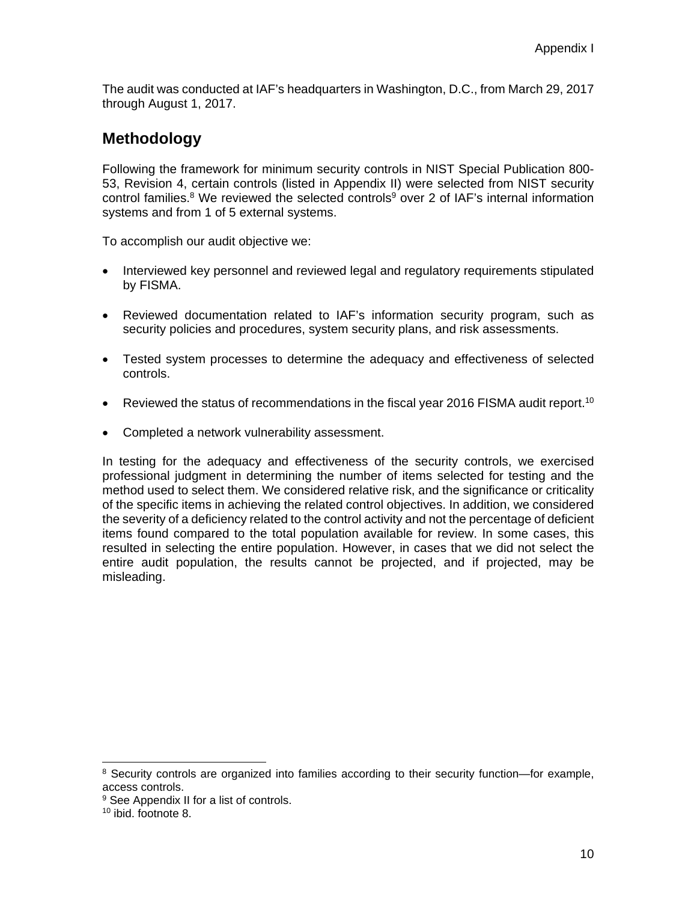The audit was conducted at IAF's headquarters in Washington, D.C., from March 29, 2017 through August 1, 2017.

## Methodology

Following the framework for minimum security controls in NIST Special Publication 800-53, Revision 4, certain controls (listed in Appendix II) were selected from NIST security control families.[8] We reviewed the selected controls[9] over 2 of IAF's internal information systems and from 1 of 5 external systems.

To accomplish our audit objective we:

- Interviewed key personnel and reviewed legal and regulatory requirements stipulated by FISMA.
- Reviewed documentation related to IAF's information security program, such as security policies and procedures, system security plans, and risk assessments.
- Tested system processes to determine the adequacy and effectiveness of selected controls.
- Reviewed the status of recommendations in the fiscal year 2016 FISMA audit report.[10]
- Completed a network vulnerability assessment.

In testing for the adequacy and effectiveness of the security controls, we exercised professional judgment in determining the number of items selected for testing and the method used to select them. We considered relative risk, and the significance or criticality of the specific items in achieving the related control objectives. In addition, we considered the severity of a deficiency related to the control activity and not the percentage of deficient items found compared to the total population available for review. In some cases, this resulted in selecting the entire population. However, in cases that we did not select the entire audit population, the results cannot be projected, and if projected, may be misleading.

---

[8] Security controls are organized into families according to their security function—for example, access controls.

[9] See Appendix II for a list of controls.

[10] ibid. footnote 8.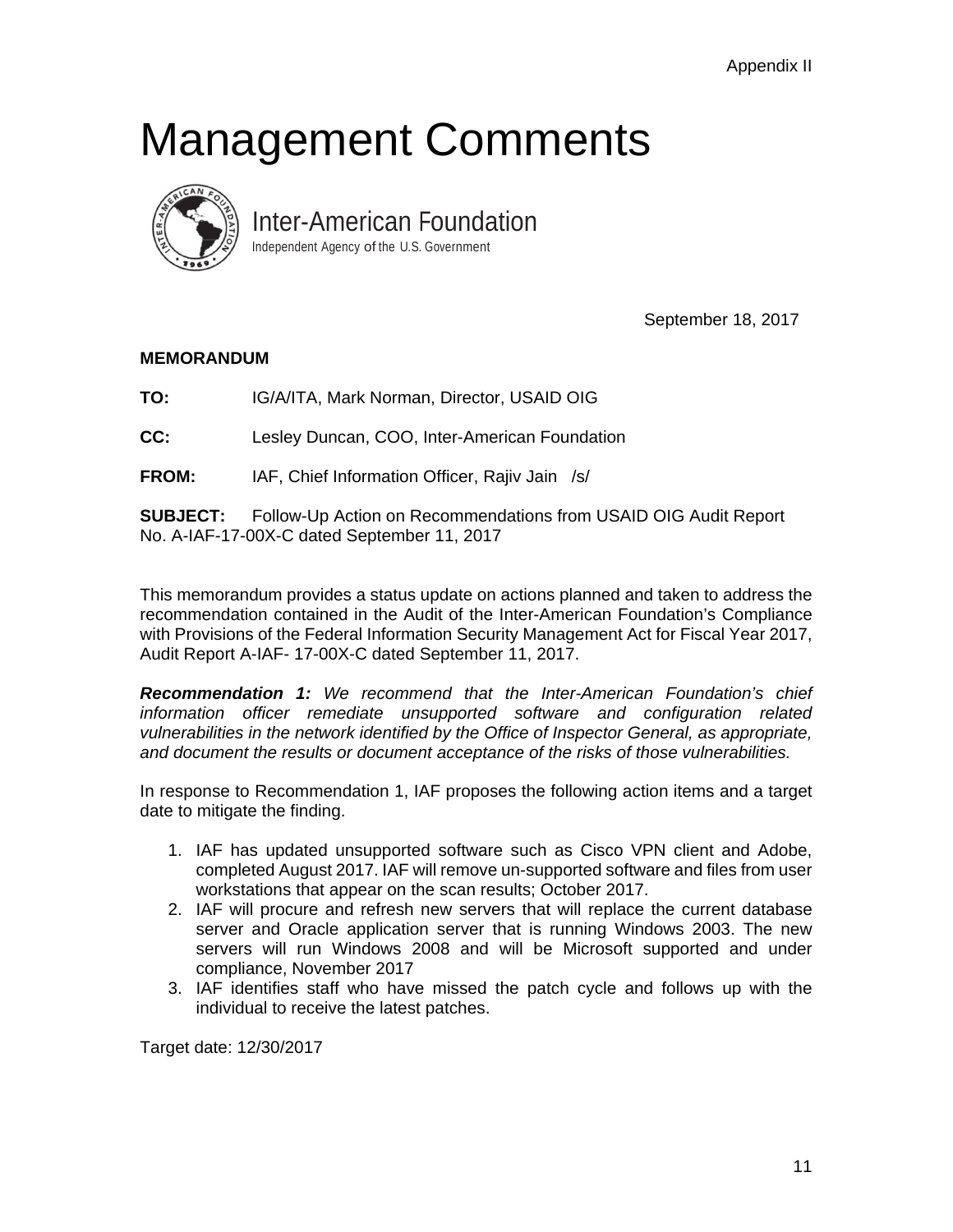Appendix II

# Management Comments

Inter-American Foundation
Independent Agency of the U.S. Government

September 18, 2017

**MEMORANDUM**

**TO:** IG/A/ITA, Mark Norman, Director, USAID OIG

**CC:** Lesley Duncan, COO, Inter-American Foundation

**FROM:** IAF, Chief Information Officer, Rajiv Jain /s/

**SUBJECT:** Follow-Up Action on Recommendations from USAID OIG Audit Report No. A-IAF-17-00X-C dated September 11, 2017

This memorandum provides a status update on actions planned and taken to address the recommendation contained in the Audit of the Inter-American Foundation's Compliance with Provisions of the Federal Information Security Management Act for Fiscal Year 2017, Audit Report A-IAF- 17-00X-C dated September 11, 2017.

***Recommendation 1:*** *We recommend that the Inter-American Foundation's chief information officer remediate unsupported software and configuration related vulnerabilities in the network identified by the Office of Inspector General, as appropriate, and document the results or document acceptance of the risks of those vulnerabilities.*

In response to Recommendation 1, IAF proposes the following action items and a target date to mitigate the finding.

1. IAF has updated unsupported software such as Cisco VPN client and Adobe, completed August 2017. IAF will remove un-supported software and files from user workstations that appear on the scan results; October 2017.
2. IAF will procure and refresh new servers that will replace the current database server and Oracle application server that is running Windows 2003. The new servers will run Windows 2008 and will be Microsoft supported and under compliance, November 2017
3. IAF identifies staff who have missed the patch cycle and follows up with the individual to receive the latest patches.

Target date: 12/30/2017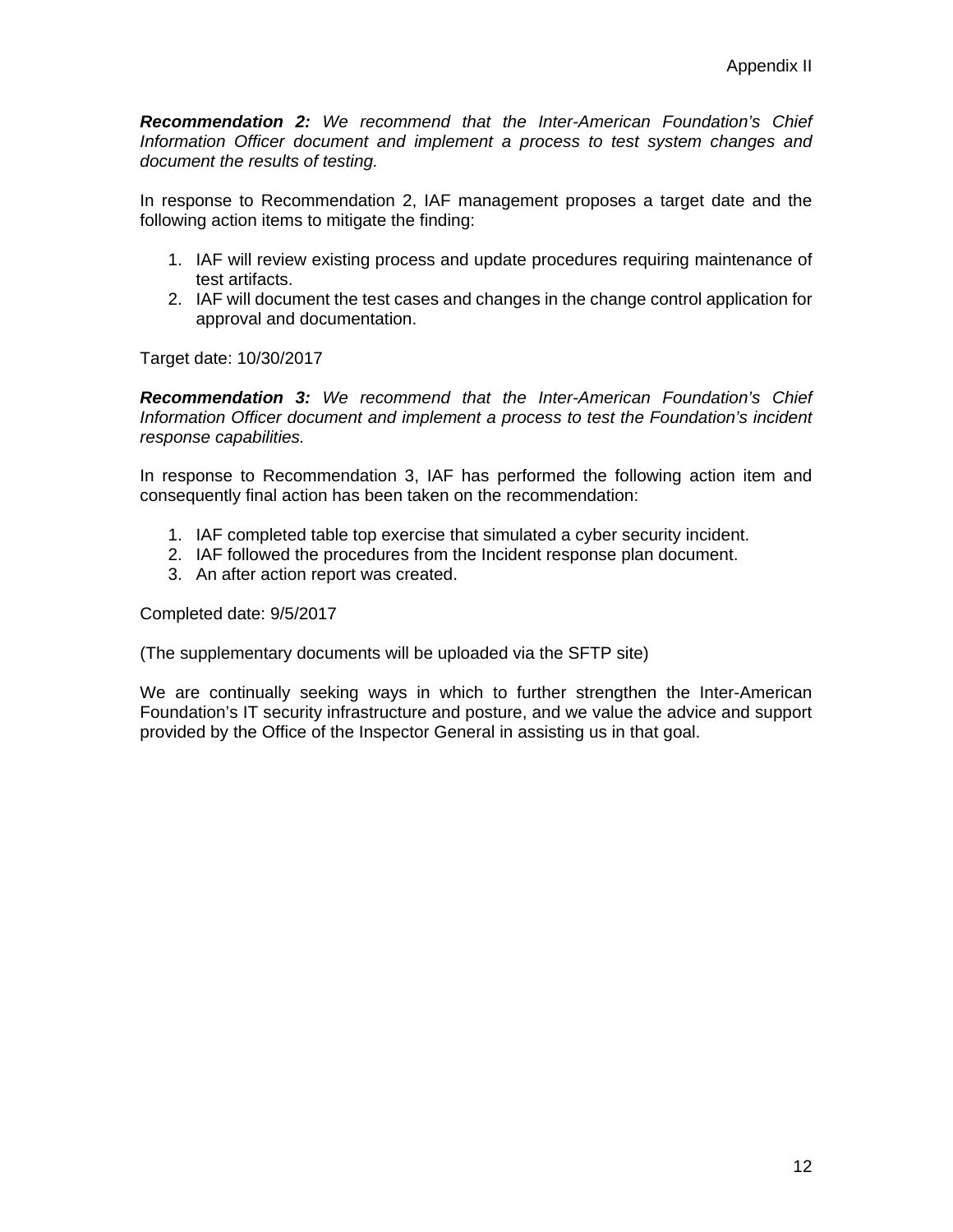***Recommendation 2:*** *We recommend that the Inter-American Foundation's Chief Information Officer document and implement a process to test system changes and document the results of testing.*

In response to Recommendation 2, IAF management proposes a target date and the following action items to mitigate the finding:

1. IAF will review existing process and update procedures requiring maintenance of test artifacts.
2. IAF will document the test cases and changes in the change control application for approval and documentation.

Target date: 10/30/2017

***Recommendation 3:*** *We recommend that the Inter-American Foundation's Chief Information Officer document and implement a process to test the Foundation's incident response capabilities.*

In response to Recommendation 3, IAF has performed the following action item and consequently final action has been taken on the recommendation:

1. IAF completed table top exercise that simulated a cyber security incident.
2. IAF followed the procedures from the Incident response plan document.
3. An after action report was created.

Completed date: 9/5/2017

(The supplementary documents will be uploaded via the SFTP site)

We are continually seeking ways in which to further strengthen the Inter-American Foundation's IT security infrastructure and posture, and we value the advice and support provided by the Office of the Inspector General in assisting us in that goal.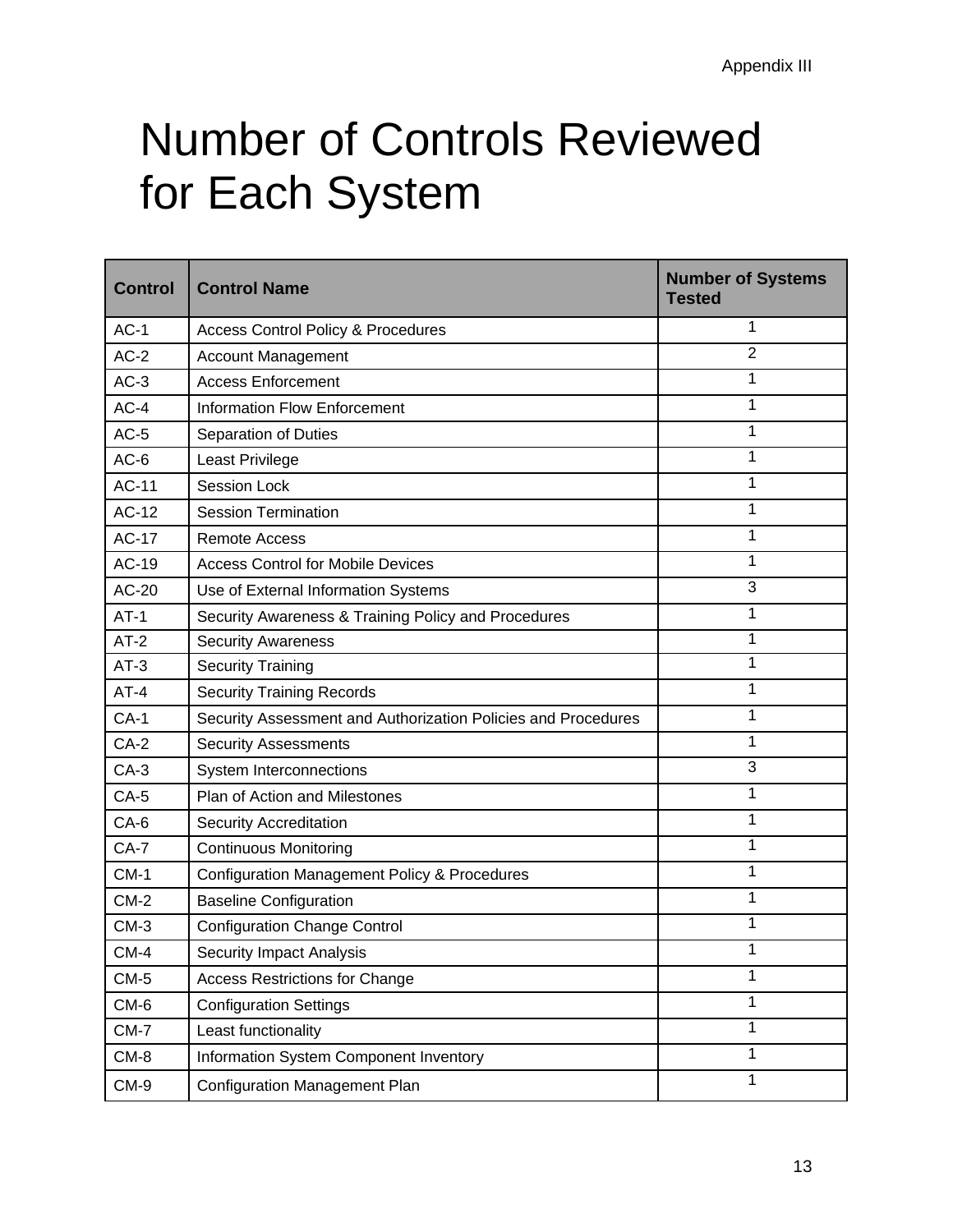# Number of Controls Reviewed for Each System

| Control | Control Name | Number of Systems Tested |
|---|---|---|
| AC-1 | Access Control Policy & Procedures | 1 |
| AC-2 | Account Management | 2 |
| AC-3 | Access Enforcement | 1 |
| AC-4 | Information Flow Enforcement | 1 |
| AC-5 | Separation of Duties | 1 |
| AC-6 | Least Privilege | 1 |
| AC-11 | Session Lock | 1 |
| AC-12 | Session Termination | 1 |
| AC-17 | Remote Access | 1 |
| AC-19 | Access Control for Mobile Devices | 1 |
| AC-20 | Use of External Information Systems | 3 |
| AT-1 | Security Awareness & Training Policy and Procedures | 1 |
| AT-2 | Security Awareness | 1 |
| AT-3 | Security Training | 1 |
| AT-4 | Security Training Records | 1 |
| CA-1 | Security Assessment and Authorization Policies and Procedures | 1 |
| CA-2 | Security Assessments | 1 |
| CA-3 | System Interconnections | 3 |
| CA-5 | Plan of Action and Milestones | 1 |
| CA-6 | Security Accreditation | 1 |
| CA-7 | Continuous Monitoring | 1 |
| CM-1 | Configuration Management Policy & Procedures | 1 |
| CM-2 | Baseline Configuration | 1 |
| CM-3 | Configuration Change Control | 1 |
| CM-4 | Security Impact Analysis | 1 |
| CM-5 | Access Restrictions for Change | 1 |
| CM-6 | Configuration Settings | 1 |
| CM-7 | Least functionality | 1 |
| CM-8 | Information System Component Inventory | 1 |
| CM-9 | Configuration Management Plan | 1 |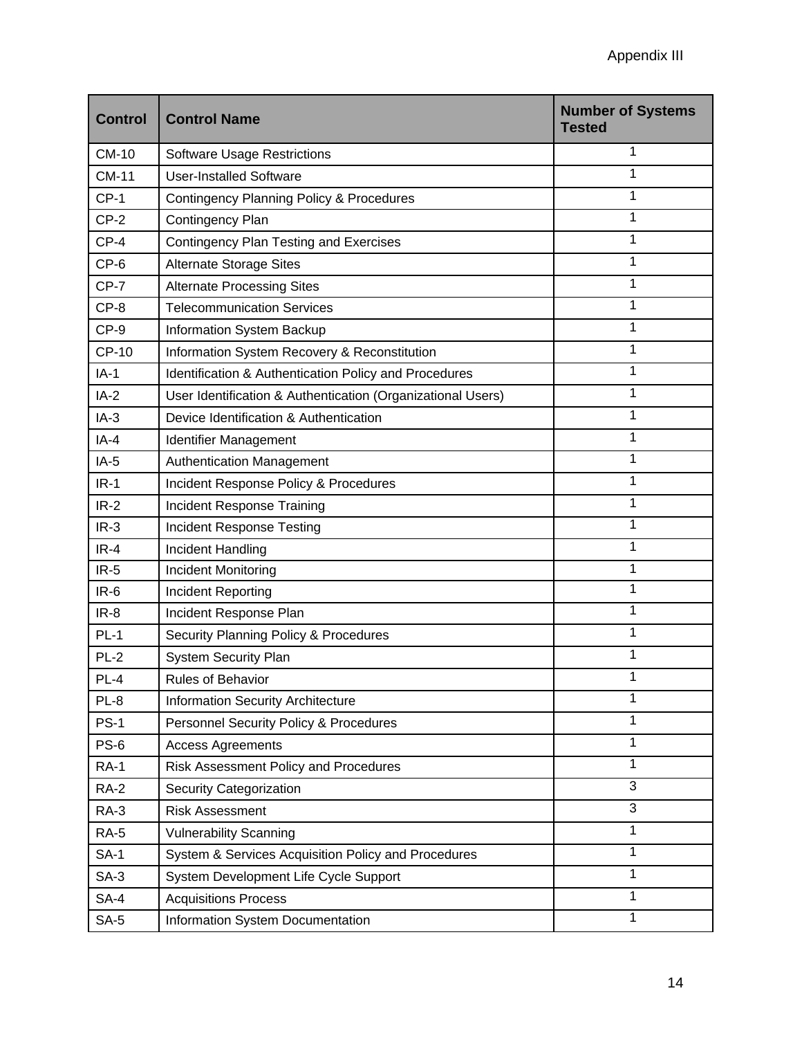| Control | Control Name | Number of Systems Tested |
| --- | --- | --- |
| CM-10 | Software Usage Restrictions | 1 |
| CM-11 | User-Installed Software | 1 |
| CP-1 | Contingency Planning Policy & Procedures | 1 |
| CP-2 | Contingency Plan | 1 |
| CP-4 | Contingency Plan Testing and Exercises | 1 |
| CP-6 | Alternate Storage Sites | 1 |
| CP-7 | Alternate Processing Sites | 1 |
| CP-8 | Telecommunication Services | 1 |
| CP-9 | Information System Backup | 1 |
| CP-10 | Information System Recovery & Reconstitution | 1 |
| IA-1 | Identification & Authentication Policy and Procedures | 1 |
| IA-2 | User Identification & Authentication (Organizational Users) | 1 |
| IA-3 | Device Identification & Authentication | 1 |
| IA-4 | Identifier Management | 1 |
| IA-5 | Authentication Management | 1 |
| IR-1 | Incident Response Policy & Procedures | 1 |
| IR-2 | Incident Response Training | 1 |
| IR-3 | Incident Response Testing | 1 |
| IR-4 | Incident Handling | 1 |
| IR-5 | Incident Monitoring | 1 |
| IR-6 | Incident Reporting | 1 |
| IR-8 | Incident Response Plan | 1 |
| PL-1 | Security Planning Policy & Procedures | 1 |
| PL-2 | System Security Plan | 1 |
| PL-4 | Rules of Behavior | 1 |
| PL-8 | Information Security Architecture | 1 |
| PS-1 | Personnel Security Policy & Procedures | 1 |
| PS-6 | Access Agreements | 1 |
| RA-1 | Risk Assessment Policy and Procedures | 1 |
| RA-2 | Security Categorization | 3 |
| RA-3 | Risk Assessment | 3 |
| RA-5 | Vulnerability Scanning | 1 |
| SA-1 | System & Services Acquisition Policy and Procedures | 1 |
| SA-3 | System Development Life Cycle Support | 1 |
| SA-4 | Acquisitions Process | 1 |
| SA-5 | Information System Documentation | 1 |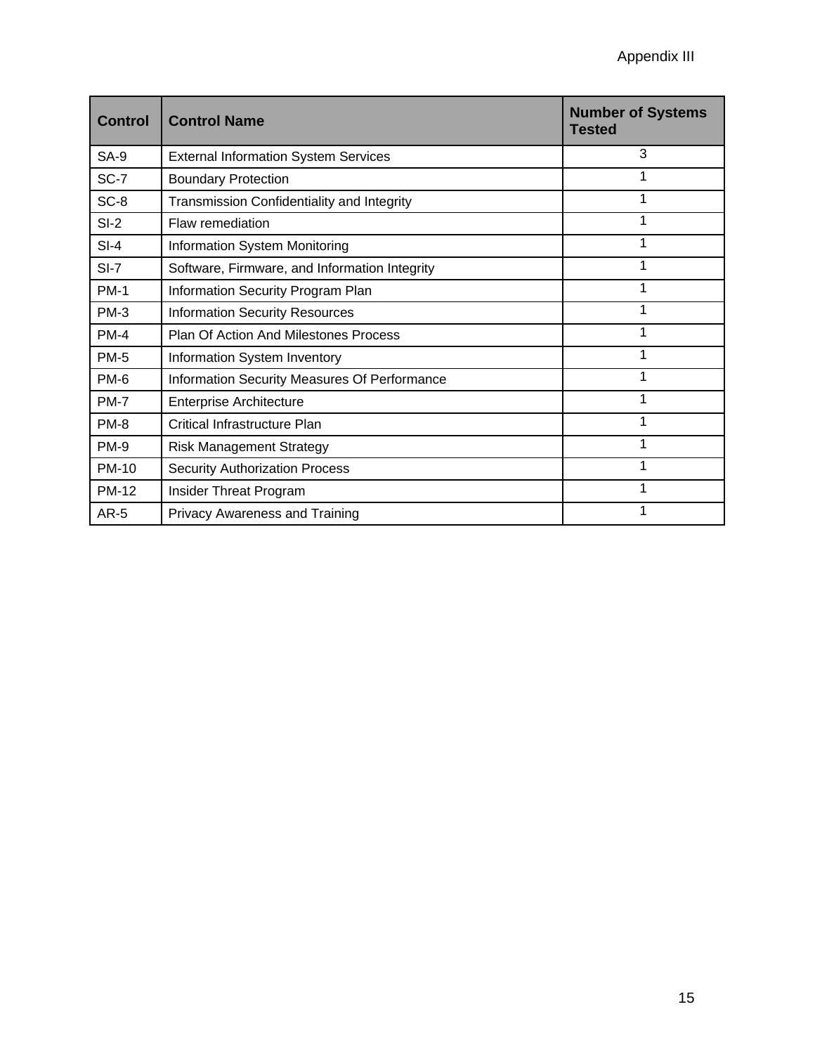| Control | Control Name | Number of Systems Tested |
|---|---|---|
| SA-9 | External Information System Services | 3 |
| SC-7 | Boundary Protection | 1 |
| SC-8 | Transmission Confidentiality and Integrity | 1 |
| SI-2 | Flaw remediation | 1 |
| SI-4 | Information System Monitoring | 1 |
| SI-7 | Software, Firmware, and Information Integrity | 1 |
| PM-1 | Information Security Program Plan | 1 |
| PM-3 | Information Security Resources | 1 |
| PM-4 | Plan Of Action And Milestones Process | 1 |
| PM-5 | Information System Inventory | 1 |
| PM-6 | Information Security Measures Of Performance | 1 |
| PM-7 | Enterprise Architecture | 1 |
| PM-8 | Critical Infrastructure Plan | 1 |
| PM-9 | Risk Management Strategy | 1 |
| PM-10 | Security Authorization Process | 1 |
| PM-12 | Insider Threat Program | 1 |
| AR-5 | Privacy Awareness and Training | 1 |